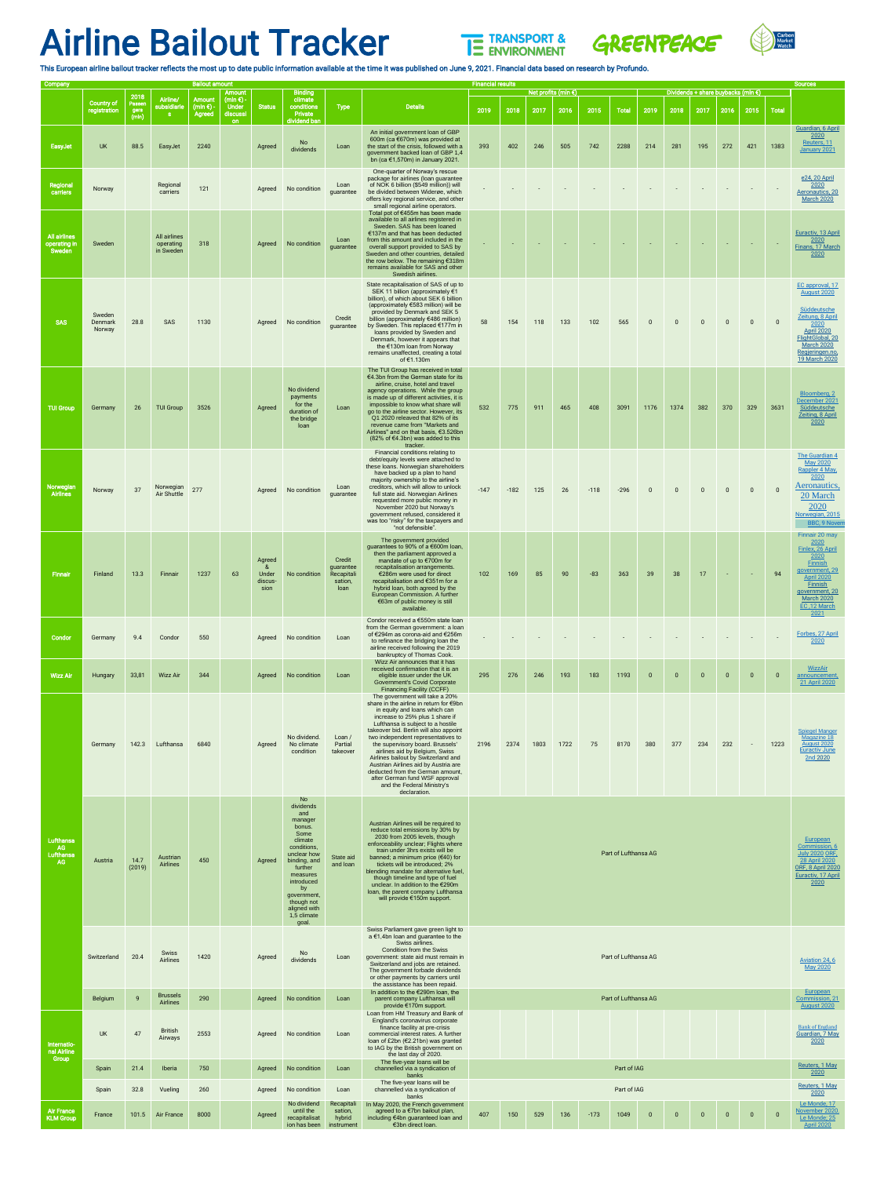# Airline Bailout Tracker

This European airline bailout tracker reflects the most up to date public information available at the time it was published on June 9, 2021. Financial data based on research by Profundo.

| Company | Country of registration | 2018 Passengers (mln) | Airline/ subsidiaries | Amount (mln €) - Agreed | Amount (mln €) - Under discussion | Status | Binding climate conditions Private dividend ban | Type | Details | Net profits (mln €) 2019 | 2018 | 2017 | 2016 | 2015 | Total | Dividends + share buybacks (mln €) 2019 | 2018 | 2017 | 2016 | 2015 | Total | Sources |
|---|---|---|---|---|---|---|---|---|---|---|---|---|---|---|---|---|---|---|---|---|---|---|
| EasyJet | UK | 88.5 | EasyJet | 2240 | | Agreed | No dividends | Loan | An initial government loan of GBP 600m (ca €670m) was provided at the start of the crisis, followed with a government backed loan of GBP 1.4 bn (ca €1,570m) in January 2021. | 393 | 402 | 246 | 505 | 742 | 2288 | 214 | 281 | 195 | 272 | 421 | 1383 | Guardian, 6 April 2020 Reuters, 11 January 2021 |
| Regional carriers | Norway | | Regional carriers | 121 | | Agreed | No condition | Loan guarantee | One-quarter of Norway's rescue package for airlines (loan guarantee of NOK 6 billion ($549 million)) will be divided between Widerøe, which offers key regional service, and other small regional airline operators. | - | - | - | - | - | - | - | - | - | - | - | - | e24, 20 April 2020 Aeronautics, 20 March 2020 |
| All airlines operating in Sweden | Sweden | | All airlines operating in Sweden | 318 | | Agreed | No condition | Loan guarantee | Total pot of €455m has been made available to all airlines registered in Sweden. SAS has been loaned €137m and that has been deducted from this amount and included in the overall support provided to SAS by Sweden and other countries, detailed the row below. The remaining €318m remains available for SAS and other Swedish airlines. | - | - | - | - | - | - | - | - | - | - | - | - | Euractiv, 13 April 2020 Finans, 17 March 2020 |
| SAS | Sweden Denmark Norway | 28.8 | SAS | 1130 | | Agreed | No condition | Credit guarantee | State recapitalisation of SAS of up to SEK 11 billion (approximately €1 billion), of which about SEK 6 billion (approximately €583 million) will be provided by Denmark and SEK 5 billion (approximately €486 million) by Sweden. This replaced €177m in loans provided by Sweden and Denmark, however it appears that the €130m loan from Norway remains unaffected, creating a total of €1.130m | 58 | 154 | 118 | 133 | 102 | 565 | 0 | 0 | 0 | 0 | 0 | 0 | EC approval, 17 August 2020 Süddeutsche Zeitung, 8 April 2020 April 2020 FlightGlobal, 20 March 2020 Regjeringen.no, 19 March 2020 |
| TUI Group | Germany | 26 | TUI Group | 3526 | | Agreed | No dividend payments for the duration of the bridge loan | Loan | The TUI Group has received in total €4.3bn from the German state for its airline, cruise, hotel and travel agency operations. While the group is made up of different activities, it is impossible to know what share will go to the airline sector. However, its Q1 2020 releaved that 82% of its revenue came from "Markets and Airlines" and on that basis, €3.526bn (82% of €4.3bn) was added to this tracker. | 532 | 775 | 911 | 465 | 408 | 3091 | 1176 | 1374 | 382 | 370 | 329 | 3631 | Bloomberg, 2 December 2021 Süddeutsche Zeitung, 8 April 2020 |
| Norwegian Airlines | Norway | 37 | Norwegian Air Shuttle | 277 | | Agreed | No condition | Loan guarantee | Financial conditions relating to debt/equity levels were attached to these loans. Norwegian shareholders have backed up a plan to hand majority ownership to the airline's creditors, which will allow to unlock full state aid. Norwegian Airlines requested more public money in November 2020 but Norway's government refused, considered it was too "risky" for the taxpayers and "not defensible". | -147 | -182 | 125 | 26 | -118 | -296 | 0 | 0 | 0 | 0 | 0 | 0 | The Guardian 4 May 2020 Rappler 4 May, 2020 Aeronautics, 20 March 2020 Norwegian, 2015 BBC, 9 Novem |
| Finnair | Finland | 13.3 | Finnair | 1237 | 63 | Agreed & Under discussion | No condition | Credit guarantee Recapitalisation, loan | The government provided guarantees to 90% of a €600m loan, then the parliament approved a mandate of up to €700m for recapitalisation arrangements. €286m were used for direct recapitalisation and €351m for a hybrid loan, both agreed by the European Commission. A further €63m of public money is still available. | 102 | 169 | 85 | 90 | -83 | 363 | 39 | 38 | 17 | - | - | 94 | Finnair 20 may 2020 Finlex, 26 April 2020 Finnish government, 29 April 2020 Finnish government, 20 March 2020 EC, 12 March 2021 |
| Condor | Germany | 9.4 | Condor | 550 | | Agreed | No condition | Loan | Condor received a €550m state loan from the German government: a loan of €294m as corona-aid and €256m to refinance the bridging loan the airline received following the 2019 bankruptcy of Thomas Cook. | - | - | - | - | - | - | - | - | - | - | - | - | Forbes, 27 April 2020 |
| Wizz Air | Hungary | 33,81 | Wizz Air | 344 | | Agreed | No condition | Loan | Wizz Air announces that it has received confirmation that it is an eligible issuer under the UK Government's Covid Corporate Financing Facility (CCFF) | 295 | 276 | 246 | 193 | 183 | 1193 | 0 | 0 | 0 | 0 | 0 | 0 | WizzAir announcement, 21 April 2020 |
| Lufthansa AG | Germany | 142.3 | Lufthansa | 6840 | | Agreed | No dividend. No climate condition | Loan / Partial takeover | The government will take a 20% share in the airline in return for €9bn in equity and loans which can increase to 25% plus 1 share if Lufthansa is subject to a hostile takeover bid. Berlin will also appoint two independent representatives to the supervisory board. Brussels' airlines aid by Belgium, Swiss Airlines bailout by Switzerland and Austrian Airlines aid by Austria are deducted from the German amount, after German fund WSF approval and the Federal Ministry's declaration. | 2196 | 2374 | 1803 | 1722 | 75 | 8170 | 380 | 377 | 234 | 232 | - | 1223 | Spiegel Manager Magazine 18 August 2020 Euractiv June 2nd 2020 |
| Lufthansa AG | Austria | 14.7 (2019) | Austrian Airlines | 450 | | Agreed | No dividends and manager bonus. Some climate conditions, unclear how binding, and further measures introduced by government, though not aligned with 1,5 climate goal. | State aid and loan | Austrian Airlines will be required to reduce total emissions by 30% by 2030 from 2005 levels, though enforceability unclear; Flights where train under 3hrs exists will be banned; a minimum price (€40) for tickets will be introduced; 2% blending mandate for alternative fuel, though timeline and type of fuel unclear. In addition to the €290m loan, the parent company Lufthansa will provide €150m support. | Part of Lufthansa AG | | | | | | | | | | | | European Commission, 6 July 2020 ORF, 28 April 2020 ORF, 8 April 2020 Euractiv, 17 April 2020 |
| Lufthansa AG | Switzerland | 20.4 | Swiss Airlines | 1420 | | Agreed | No dividends | Loan | Swiss Parliament gave green light to a €1,4bn loan and guarantee to the Swiss airlines. Condition from the Swiss government: state aid must remain in Switzerland and jobs are retained. The government forbade dividends or other payments by carriers until the assistance has been repaid. | Part of Lufthansa AG | | | | | | | | | | | | Aviation 24, 6 May 2020 |
| Lufthansa AG | Belgium | 9 | Brussels Airlines | 290 | | Agreed | No condition | Loan | In addition to the €290m loan, the parent company Lufthansa will provide €170m support. | Part of Lufthansa AG | | | | | | | | | | | | European Commission, 21 August 2020 |
| International Airline Group | UK | 47 | British Airways | 2553 | | Agreed | No condition | Loan | Loan from HM Treasury and Bank of England's coronavirus corporate finance facility at pre-crisis commercial interest rates. A further loan of £2bn (€2.21bn) was granted to IAG by the British government on the last day of 2020. | | | | | | | | | | | | | Bank of England Guardian, 7 May 2020 |
| International Airline Group | Spain | 21.4 | Iberia | 750 | | Agreed | No condition | Loan | The five-year loans will be channelled via a syndication of banks | Part of IAG | | | | | | | | | | | | Reuters, 1 May 2020 |
| International Airline Group | Spain | 32.8 | Vueling | 260 | | Agreed | No condition | Loan | The five-year loans will be channelled via a syndication of banks | Part of IAG | | | | | | | | | | | | Reuters, 1 May 2020 |
| Air France KLM Group | France | 101.5 | Air France | 8000 | | Agreed | No dividend until the recapitalisation has been | Recapitalisation, hybrid instrument | In May 2020, the French government agreed to a €7bn bailout plan, including €4bn guaranteed loan and €3bn direct loan. | 407 | 150 | 529 | 136 | -173 | 1049 | 0 | 0 | 0 | 0 | 0 | 0 | Le Monde, 17 November 2020, Le Monde, 25 April 2020 |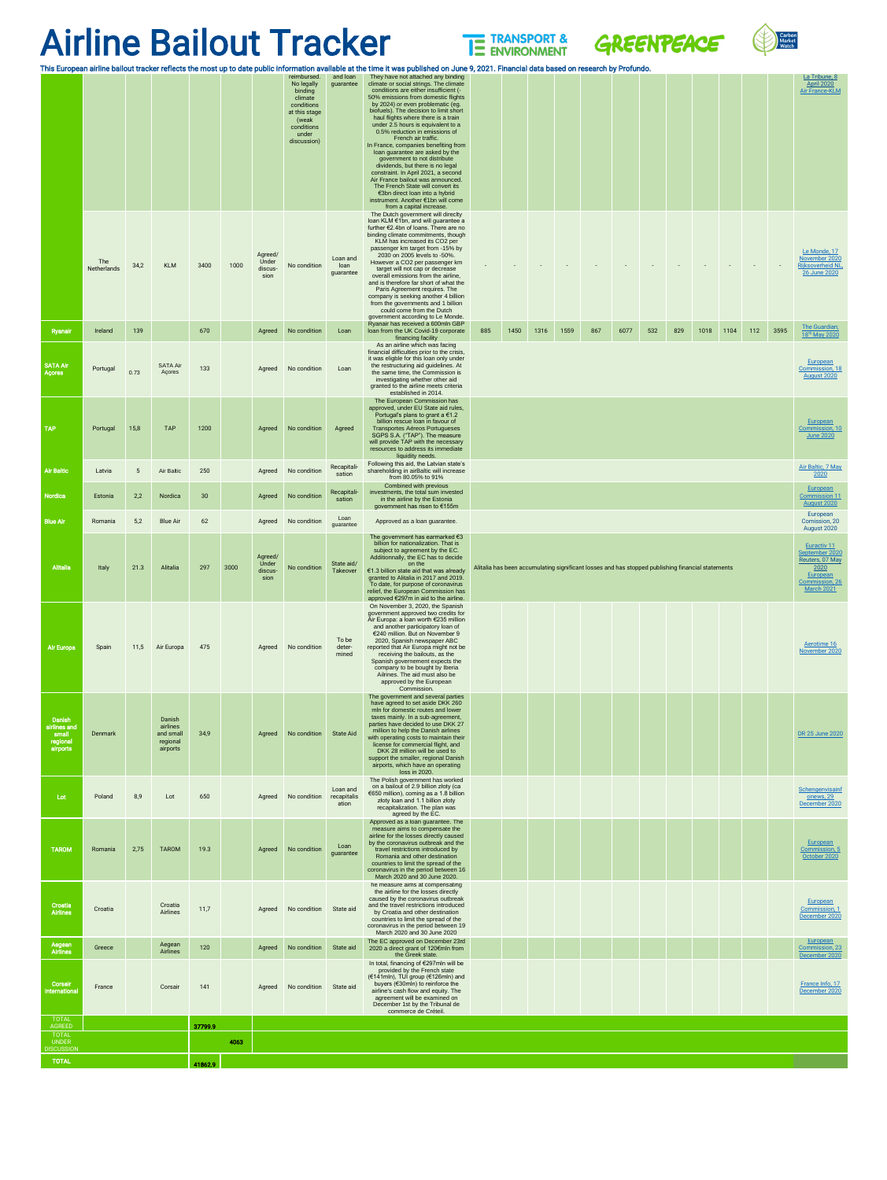# Airline Bailout Tracker

This European airline bailout tracker reflects the most up to date public information available at the time it was published on June 9, 2021. Financial data based on research by Profundo.

| | | | | | | | | | | | | | | | | | | | | | | |
|---|---|---|---|---|---|---|---|---|---|---|---|---|---|---|---|---|---|---|---|---|---|---|
| | | | | | | | reimbursed. No legally binding climate conditions at this stage (weak conditions under discussion) | and loan guarantee | They have not attached any binding climate or social strings. The climate conditions are either insufficient (-50% emissions from domestic flights by 2024) or even problematic (eg. biofuels). The decision to limit short haul flights where there is a train under 2.5 hours is equivalent to a 0.5% reduction in emissions of French air traffic. In France, companies benefiting from loan guarantee are asked by the government to not distribute dividends, but there is no legal constraint. In April 2021, a second Air France bailout was announced. The French State will convert its €3bn direct loan into a hybrid instrument. Another €1bn will come from a capital increase. | | | | | | | | | | | | | La Tribune, 8 April 2020 Air France-KLM |
| | The Netherlands | 34,2 | KLM | 3400 | 1000 | Agreed/ Under discus-sion | No condition | Loan and loan guarantee | The Dutch government will directly loan KLM €1bn, and will guarantee a further €2.4bn of loans. There are no binding climate commitments, though KLM has increased its CO2 per passenger km target from -15% by 2030 on 2005 levels to -50%. However a CO2 per passenger km target will not cap or decrease overall emissions from the airline, and is therefore far short of what the Paris Agreement requires. The company is seeking another 4 billion from the governments and 1 billion could come from the Dutch government according to Le Monde. | - | - | - | - | - | - | - | - | - | - | - | - | Le Monde, 17 November 2020 Rijksoverheid NL, 26 June 2020 |
| Ryanair | Ireland | 139 | | 670 | | Agreed | No condition | Loan | Ryanair has received a 600mln GBP loan from the UK Covid-19 corporate financing facility | 885 | 1450 | 1316 | 1559 | 867 | 6077 | 532 | 829 | 1018 | 1104 | 112 | 3595 | The Guardian; 18th May 2020 |
| SATA Air Açores | Portugal | 0.73 | SATA Air Açores | 133 | | Agreed | No condition | Loan | As an airline which was facing financial difficulties prior to the crisis, it was eligble for this loan only under the restructuring aid guidelines. At the same time, the Commission is investigating whether other aid granted to the airline meets criteria established in 2014. | | | | | | | | | | | | | European Commission, 18 August 2020 |
| TAP | Portugal | 15,8 | TAP | 1200 | | Agreed | No condition | Agreed | The European Commission has approved, under EU State aid rules, Portugal's plans to grant a €1.2 billion rescue loan in favour of Transportes Aéreos Portugueses SGPS S.A. ("TAP"). The measure will provide TAP with the necessary resources to address its immediate liquidity needs. | | | | | | | | | | | | | European Commission, 10 June 2020 |
| Air Baltic | Latvia | 5 | Air Baltic | 250 | | Agreed | No condition | Recapitali-sation | Following this aid, the Latvian state's shareholding in airBaltic will increase from 80.05% to 91% | | | | | | | | | | | | | Air Baltic, 7 May 2020 |
| Nordica | Estonia | 2,2 | Nordica | 30 | | Agreed | No condition | Recapitali-sation | Combined with previous investments, the total sum invested in the airline by the Estonia government has risen to €155m | | | | | | | | | | | | | European Commission 11 August 2020 |
| Blue Air | Romania | 5,2 | Blue Air | 62 | | Agreed | No condition | Loan guarantee | Approved as a loan guarantee. | | | | | | | | | | | | | European Comission, 20 August 2020 |
| Alitalia | Italy | 21.3 | Alitalia | 297 | 3000 | Agreed/ Under discus-sion | No condition | State aid/ Takeover | The government has earmarked €3 billion for nationalization. That is subject to agreement by the EC. Additionnally, the EC has to decide on the €1.3 billion state aid that was already granted to Alitalia in 2017 and 2019. To date, for purpose of coronavirus relief, the European Commission has approved €297m in aid to the airline. | Alitalia has been accumulating significant losses and has stopped publishing financial statements | | | | | | | | | | | | Euractiv 11 September 2020 Reuters, 07 May 2020 European Commission, 26 March 2021 |
| Air Europa | Spain | 11,5 | Air Europa | 475 | | Agreed | No condition | To be deter-mined | On November 3, 2020, the Spanish government approved two credits for Air Europa: a loan worth €235 million and another participatory loan of €240 million. But on November 9 2020, Spanish newspaper ABC reported that Air Europa might not be receiving the bailouts, as the Spanish governement expects the company to be bought by Iberia Airlines. The aid must also be approved by the European Commission. | | | | | | | | | | | | | Aerotime 16 November 2020 |
| Danish airlines and small regional airports | Denmark | | Danish airlines and small regional airports | 34,9 | | Agreed | No condition | State Aid | The government and several parties have agreed to set aside DKK 260 mln for domestic routes and lower taxes mainly. In a sub-agreement, parties have decided to use DKK 27 million to help the Danish airlines with operating costs to maintain their license for commercial flight, and DKK 28 million will be used to support the smaller, regional Danish airports, which have an operating loss in 2020. | | | | | | | | | | | | | DR 25 June 2020 |
| Lot | Poland | 8,9 | Lot | 650 | | Agreed | No condition | Loan and recapitalis ation | The Polish government has worked on a bailout of 2.9 billion zloty (ca €650 million), coming as a 1.8 billion zloty loan and 1.1 billion zloty recapitalization. The plan was agreed by the EC. | | | | | | | | | | | | | Schengenvisainfonews, 29 December 2020 |
| TAROM | Romania | 2,75 | TAROM | 19.3 | | Agreed | No condition | Loan guarantee | Approved as a loan guarantee. The measure aims to compensate the airline for the losses directly caused by the coronavirus outbreak and the travel restrictions introduced by Romania and other destination countries to limit the spread of the coronavirus in the period between 16 March 2020 and 30 June 2020. | | | | | | | | | | | | | European Commission, 5 October 2020 |
| Croatia Airlines | Croatia | | Croatia Airlines | 11,7 | | Agreed | No condition | State aid | he measure aims at compensating the airline for the losses directly caused by the coronavirus outbreak and the travel restrictions introduced by Croatia and other destination countries to limit the spread of the coronavirus in the period between 19 March 2020 and 30 June 2020 | | | | | | | | | | | | | European Commission, 1 December 2020 |
| Aegean Airlines | Greece | | Aegean Airlines | 120 | | Agreed | No condition | State aid | The EC approved on December 23rd 2020 a direct grant of 120€mln from the Greek state. | | | | | | | | | | | | | European Commission, 23 December 2020 |
| Corsair International | France | | Corsair | 141 | | Agreed | No condition | State aid | In total, financing of €297mln will be provided by the French state (€141mln), TUI group (€126mln) and buyers (€30mln) to reinforce the airline's cash flow and equity. The agreement will be examined on December 1st by the Tribunal de commerce de Créteil. | | | | | | | | | | | | | France Info, 17 December 2020 |
| TOTAL AGREED | | | | 37799.9 | | | | | | | | | | | | | | | | | | |
| TOTAL UNDER DISCUSSION | | | | | 4063 | | | | | | | | | | | | | | | | | |
| TOTAL | | | | 41862.9 | | | | | | | | | | | | | | | | | | |